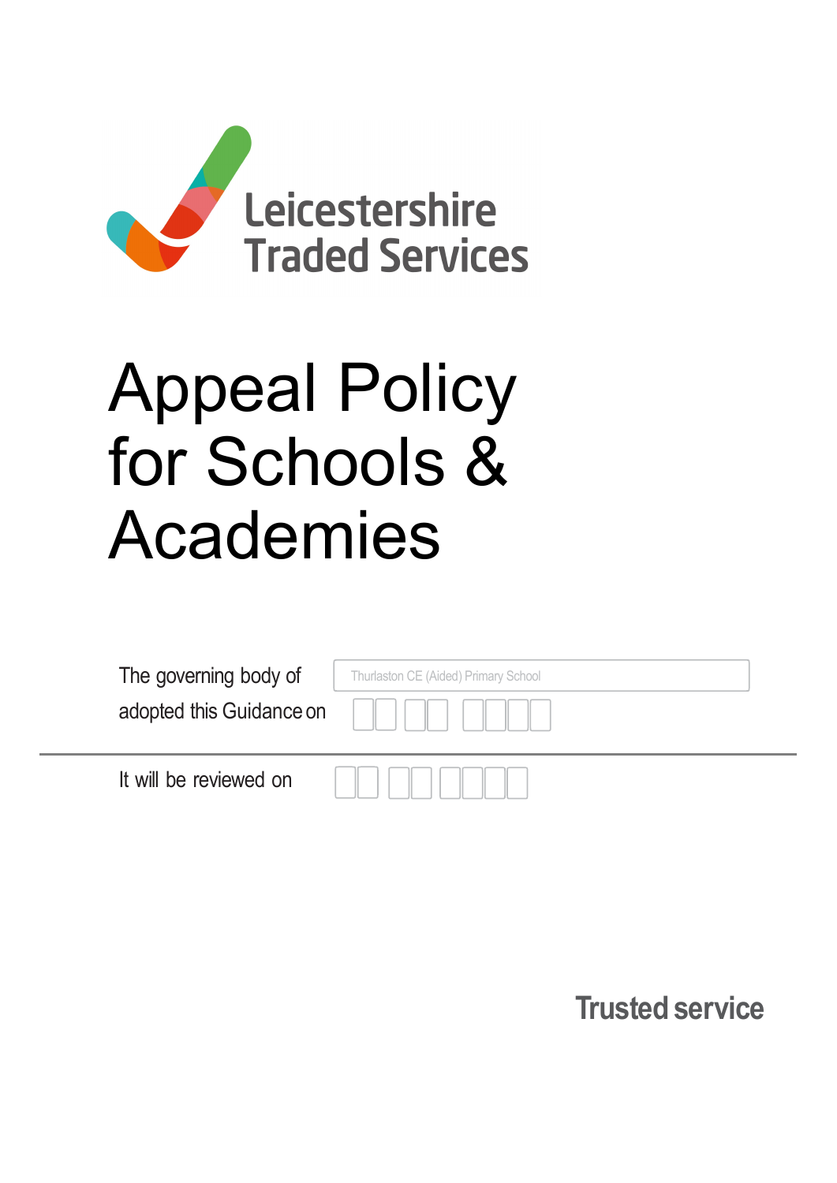Leicestershire Traded Services

# Appeal Policy for Schools & Academies

The governing body of Thurlaston CE (Aided) Primary School

adopted this Guidance on

---

It will be reviewed on

Trusted service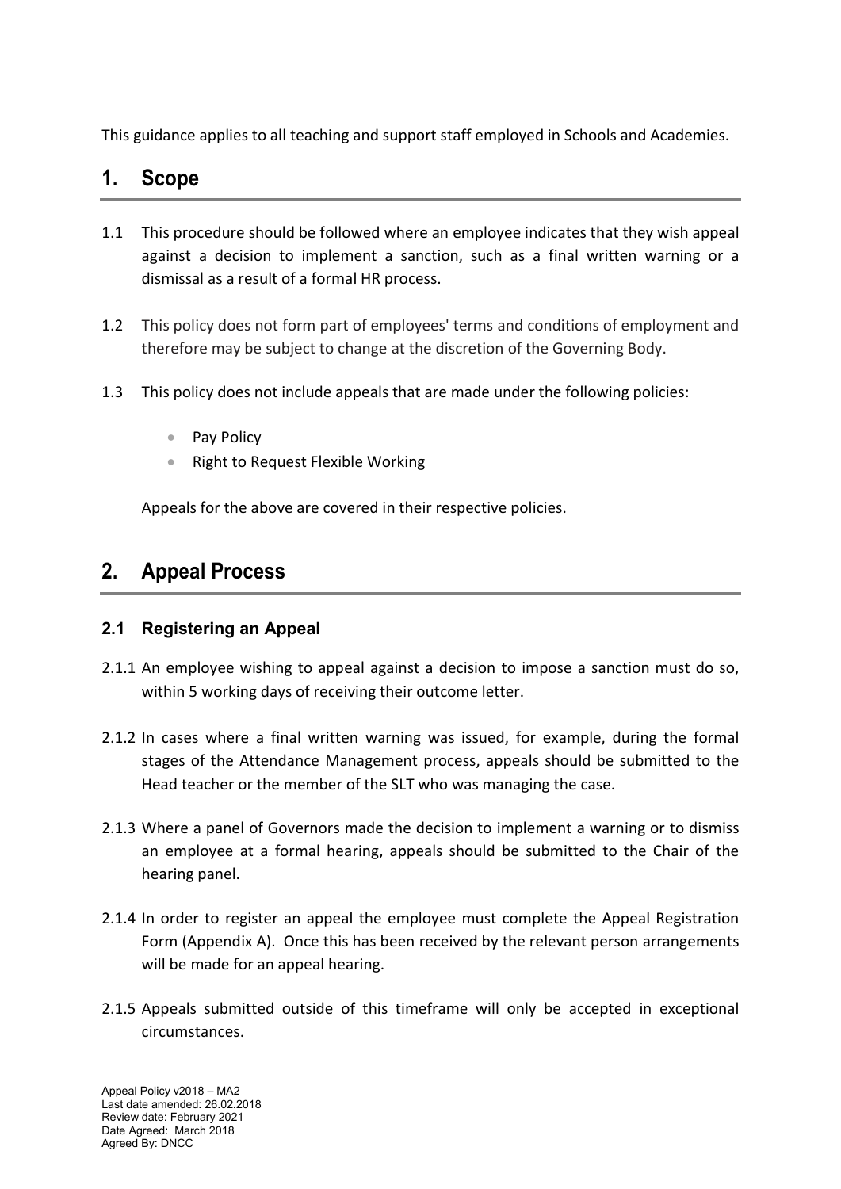This guidance applies to all teaching and support staff employed in Schools and Academies.

## 1. Scope

1.1 This procedure should be followed where an employee indicates that they wish appeal against a decision to implement a sanction, such as a final written warning or a dismissal as a result of a formal HR process.

1.2 This policy does not form part of employees' terms and conditions of employment and therefore may be subject to change at the discretion of the Governing Body.

1.3 This policy does not include appeals that are made under the following policies:

- Pay Policy
- Right to Request Flexible Working

Appeals for the above are covered in their respective policies.

## 2. Appeal Process

### 2.1 Registering an Appeal

2.1.1 An employee wishing to appeal against a decision to impose a sanction must do so, within 5 working days of receiving their outcome letter.

2.1.2 In cases where a final written warning was issued, for example, during the formal stages of the Attendance Management process, appeals should be submitted to the Head teacher or the member of the SLT who was managing the case.

2.1.3 Where a panel of Governors made the decision to implement a warning or to dismiss an employee at a formal hearing, appeals should be submitted to the Chair of the hearing panel.

2.1.4 In order to register an appeal the employee must complete the Appeal Registration Form (Appendix A). Once this has been received by the relevant person arrangements will be made for an appeal hearing.

2.1.5 Appeals submitted outside of this timeframe will only be accepted in exceptional circumstances.

Appeal Policy v2018 – MA2
Last date amended: 26.02.2018
Review date: February 2021
Date Agreed: March 2018
Agreed By: DNCC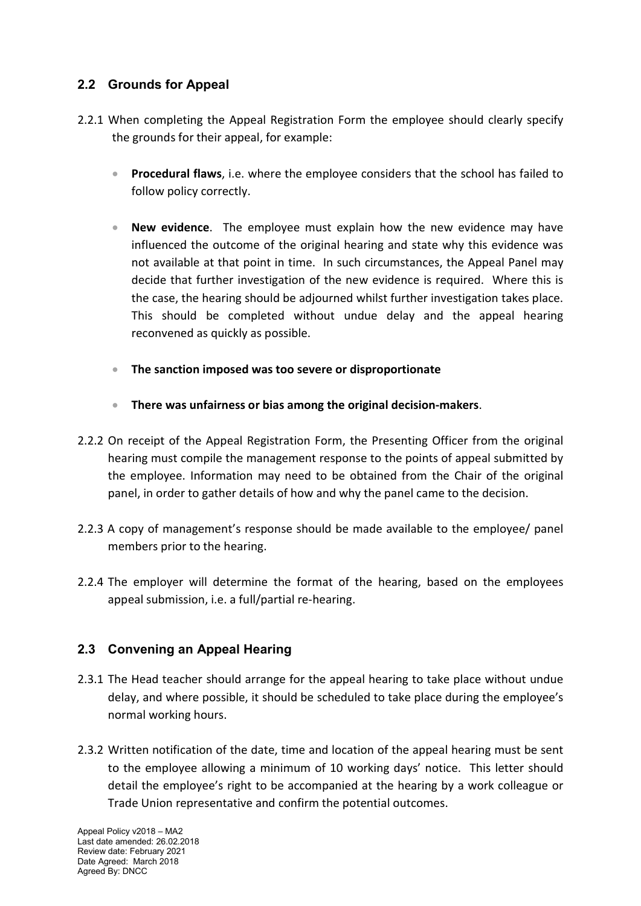## 2.2 Grounds for Appeal

2.2.1 When completing the Appeal Registration Form the employee should clearly specify the grounds for their appeal, for example:

- **Procedural flaws**, i.e. where the employee considers that the school has failed to follow policy correctly.
- **New evidence**. The employee must explain how the new evidence may have influenced the outcome of the original hearing and state why this evidence was not available at that point in time. In such circumstances, the Appeal Panel may decide that further investigation of the new evidence is required. Where this is the case, the hearing should be adjourned whilst further investigation takes place. This should be completed without undue delay and the appeal hearing reconvened as quickly as possible.
- **The sanction imposed was too severe or disproportionate**
- **There was unfairness or bias among the original decision-makers**.

2.2.2 On receipt of the Appeal Registration Form, the Presenting Officer from the original hearing must compile the management response to the points of appeal submitted by the employee. Information may need to be obtained from the Chair of the original panel, in order to gather details of how and why the panel came to the decision.

2.2.3 A copy of management's response should be made available to the employee/ panel members prior to the hearing.

2.2.4 The employer will determine the format of the hearing, based on the employees appeal submission, i.e. a full/partial re-hearing.

## 2.3 Convening an Appeal Hearing

2.3.1 The Head teacher should arrange for the appeal hearing to take place without undue delay, and where possible, it should be scheduled to take place during the employee's normal working hours.

2.3.2 Written notification of the date, time and location of the appeal hearing must be sent to the employee allowing a minimum of 10 working days' notice. This letter should detail the employee's right to be accompanied at the hearing by a work colleague or Trade Union representative and confirm the potential outcomes.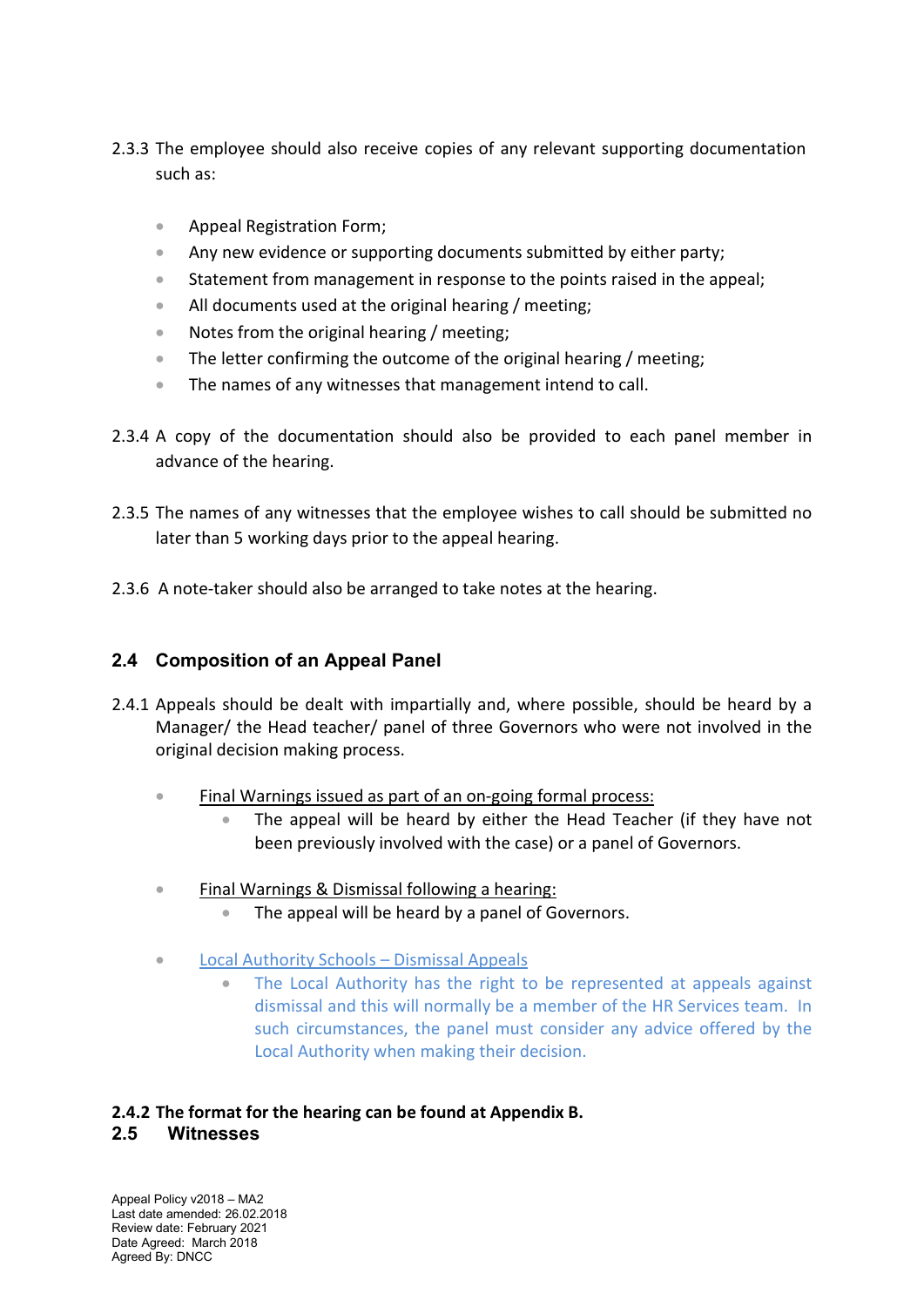2.3.3 The employee should also receive copies of any relevant supporting documentation such as:

- Appeal Registration Form;
- Any new evidence or supporting documents submitted by either party;
- Statement from management in response to the points raised in the appeal;
- All documents used at the original hearing / meeting;
- Notes from the original hearing / meeting;
- The letter confirming the outcome of the original hearing / meeting;
- The names of any witnesses that management intend to call.

2.3.4 A copy of the documentation should also be provided to each panel member in advance of the hearing.

2.3.5 The names of any witnesses that the employee wishes to call should be submitted no later than 5 working days prior to the appeal hearing.

2.3.6 A note-taker should also be arranged to take notes at the hearing.

## 2.4 Composition of an Appeal Panel

2.4.1 Appeals should be dealt with impartially and, where possible, should be heard by a Manager/ the Head teacher/ panel of three Governors who were not involved in the original decision making process.

- Final Warnings issued as part of an on-going formal process:
  - The appeal will be heard by either the Head Teacher (if they have not been previously involved with the case) or a panel of Governors.
- Final Warnings & Dismissal following a hearing:
  - The appeal will be heard by a panel of Governors.
- Local Authority Schools – Dismissal Appeals
  - The Local Authority has the right to be represented at appeals against dismissal and this will normally be a member of the HR Services team. In such circumstances, the panel must consider any advice offered by the Local Authority when making their decision.

**2.4.2 The format for the hearing can be found at Appendix B.**

## 2.5 Witnesses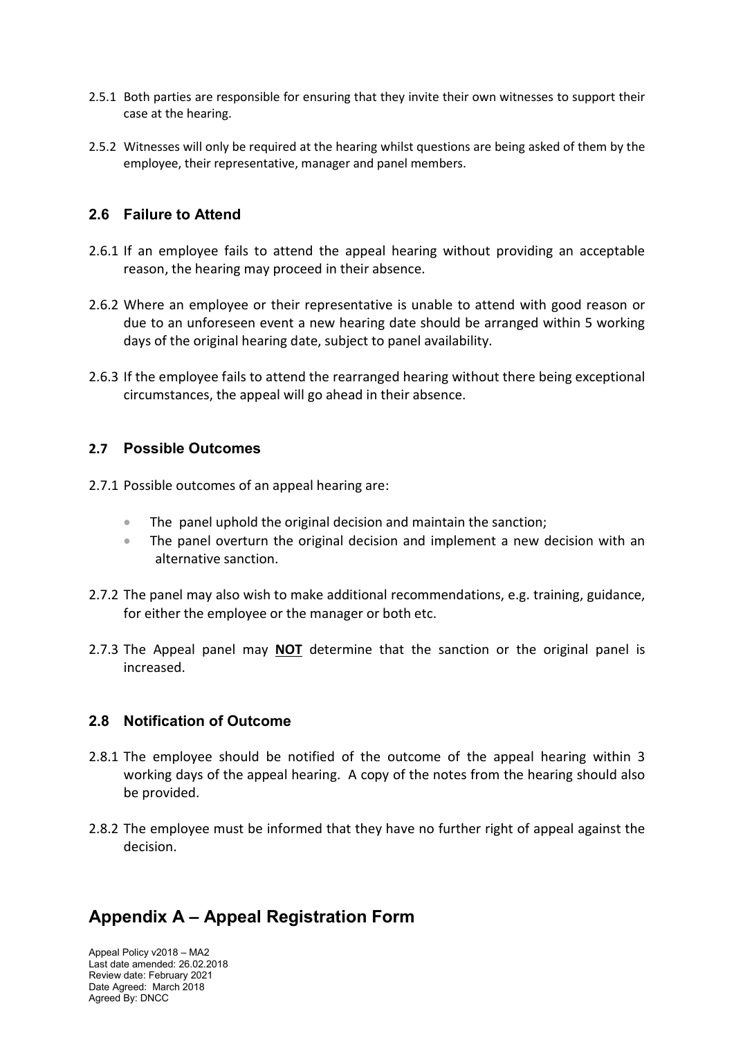2.5.1 Both parties are responsible for ensuring that they invite their own witnesses to support their case at the hearing.

2.5.2 Witnesses will only be required at the hearing whilst questions are being asked of them by the employee, their representative, manager and panel members.

### 2.6 Failure to Attend

2.6.1 If an employee fails to attend the appeal hearing without providing an acceptable reason, the hearing may proceed in their absence.

2.6.2 Where an employee or their representative is unable to attend with good reason or due to an unforeseen event a new hearing date should be arranged within 5 working days of the original hearing date, subject to panel availability.

2.6.3 If the employee fails to attend the rearranged hearing without there being exceptional circumstances, the appeal will go ahead in their absence.

### 2.7 Possible Outcomes

2.7.1 Possible outcomes of an appeal hearing are:

- The panel uphold the original decision and maintain the sanction;
- The panel overturn the original decision and implement a new decision with an alternative sanction.

2.7.2 The panel may also wish to make additional recommendations, e.g. training, guidance, for either the employee or the manager or both etc.

2.7.3 The Appeal panel may **NOT** determine that the sanction or the original panel is increased.

### 2.8 Notification of Outcome

2.8.1 The employee should be notified of the outcome of the appeal hearing within 3 working days of the appeal hearing. A copy of the notes from the hearing should also be provided.

2.8.2 The employee must be informed that they have no further right of appeal against the decision.

## Appendix A – Appeal Registration Form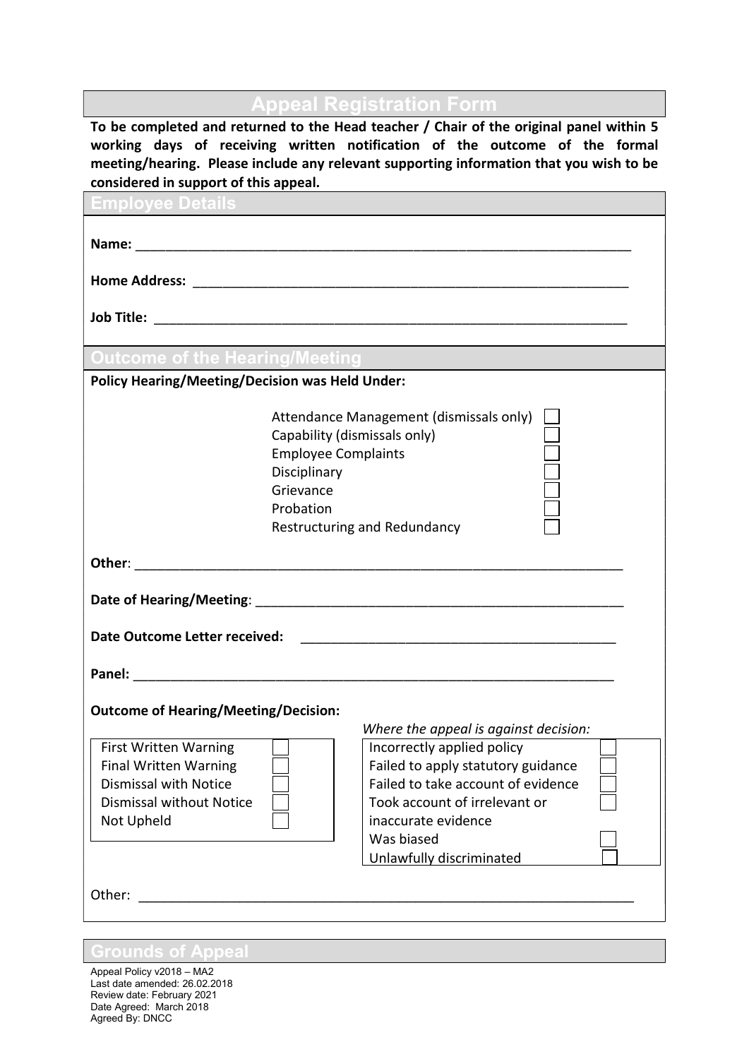# Appeal Registration Form

**To be completed and returned to the Head teacher / Chair of the original panel within 5 working days of receiving written notification of the outcome of the formal meeting/hearing. Please include any relevant supporting information that you wish to be considered in support of this appeal.**

## Employee Details

**Name:** ___________________________________________________________________

**Home Address:** ____________________________________________________________

**Job Title:** _________________________________________________________________

## Outcome of the Hearing/Meeting

**Policy Hearing/Meeting/Decision was Held Under:**

- Attendance Management (dismissals only) ☐
- Capability (dismissals only) ☐
- Employee Complaints ☐
- Disciplinary ☐
- Grievance ☐
- Probation ☐
- Restructuring and Redundancy ☐

**Other**: _______________________________________________________________

**Date of Hearing/Meeting**: ________________________________________________

**Date Outcome Letter received:** ____________________________________________

**Panel:** _________________________________________________________________

**Outcome of Hearing/Meeting/Decision:**

- First Written Warning ☐
- Final Written Warning ☐
- Dismissal with Notice ☐
- Dismissal without Notice ☐
- Not Upheld ☐

*Where the appeal is against decision:*

- Incorrectly applied policy ☐
- Failed to apply statutory guidance ☐
- Failed to take account of evidence ☐
- Took account of irrelevant or inaccurate evidence ☐
- Was biased ☐
- Unlawfully discriminated ☐

Other: _________________________________________________________________

## Grounds of Appeal

Appeal Policy v2018 – MA2
Last date amended: 26.02.2018
Review date: February 2021
Date Agreed: March 2018
Agreed By: DNCC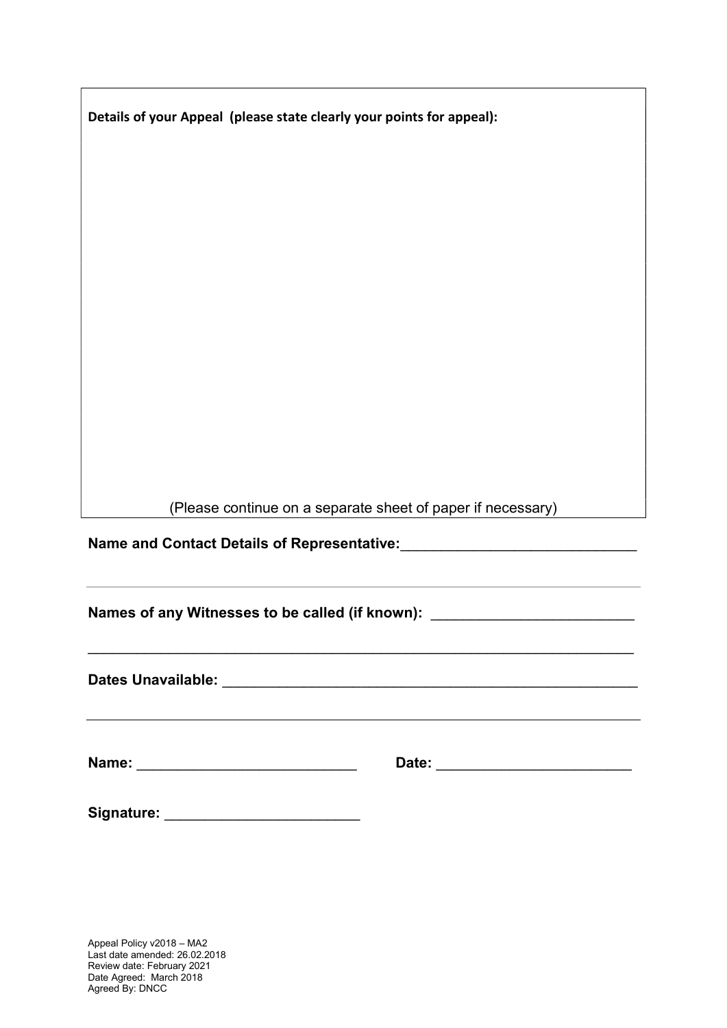**Details of your Appeal (please state clearly your points for appeal):**

(Please continue on a separate sheet of paper if necessary)

**Name and Contact Details of Representative:**____________________________

**Names of any Witnesses to be called (if known):** ________________________

____________________________________________________________________

**Dates Unavailable:** ___________________________________________________

**Name:** ___________________________ **Date:** ________________________

**Signature:** _______________________

Appeal Policy v2018 – MA2
Last date amended: 26.02.2018
Review date: February 2021
Date Agreed: March 2018
Agreed By: DNCC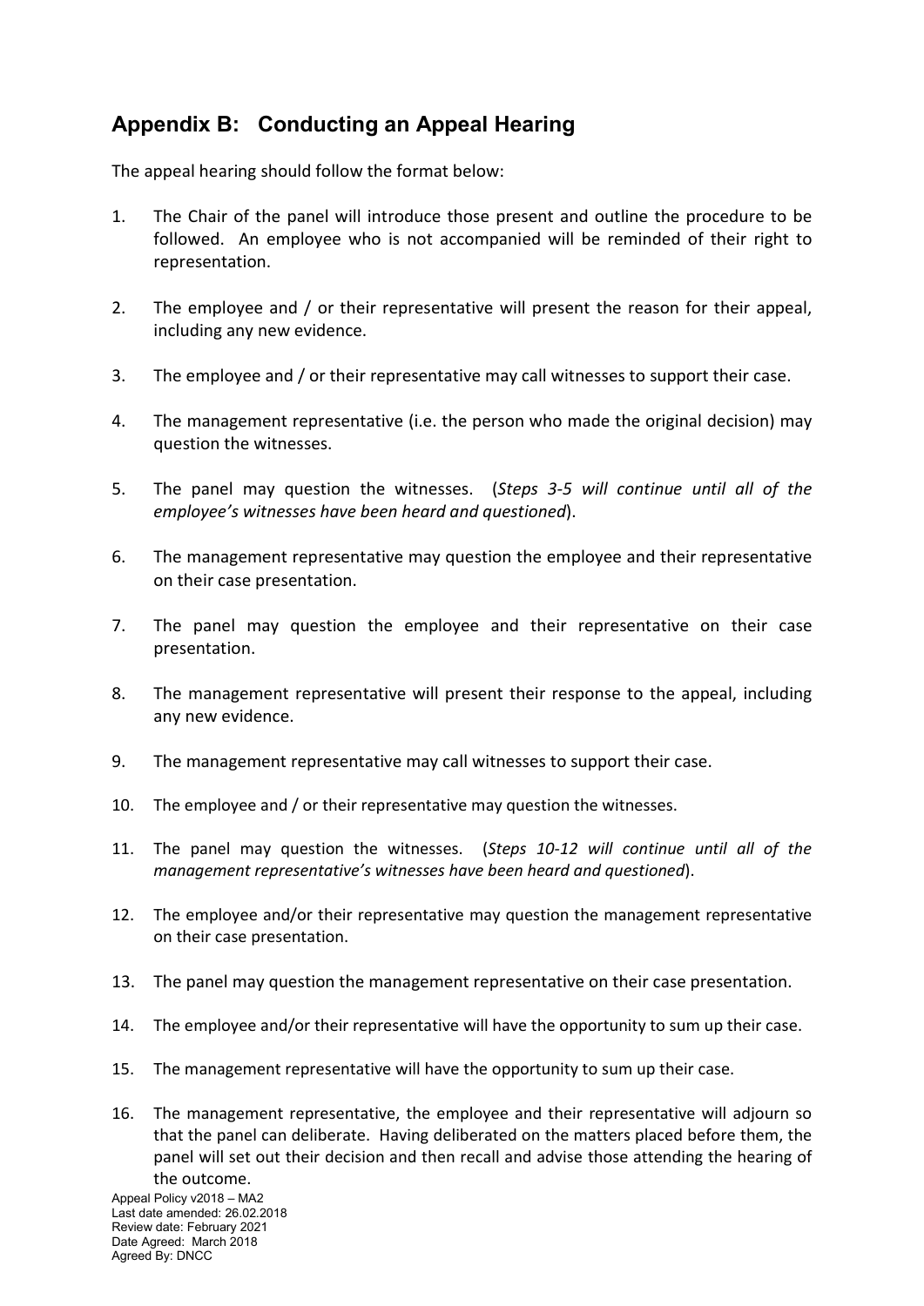## Appendix B: Conducting an Appeal Hearing

The appeal hearing should follow the format below:

1. The Chair of the panel will introduce those present and outline the procedure to be followed. An employee who is not accompanied will be reminded of their right to representation.

2. The employee and / or their representative will present the reason for their appeal, including any new evidence.

3. The employee and / or their representative may call witnesses to support their case.

4. The management representative (i.e. the person who made the original decision) may question the witnesses.

5. The panel may question the witnesses. (*Steps 3-5 will continue until all of the employee's witnesses have been heard and questioned*).

6. The management representative may question the employee and their representative on their case presentation.

7. The panel may question the employee and their representative on their case presentation.

8. The management representative will present their response to the appeal, including any new evidence.

9. The management representative may call witnesses to support their case.

10. The employee and / or their representative may question the witnesses.

11. The panel may question the witnesses. (*Steps 10-12 will continue until all of the management representative's witnesses have been heard and questioned*).

12. The employee and/or their representative may question the management representative on their case presentation.

13. The panel may question the management representative on their case presentation.

14. The employee and/or their representative will have the opportunity to sum up their case.

15. The management representative will have the opportunity to sum up their case.

16. The management representative, the employee and their representative will adjourn so that the panel can deliberate. Having deliberated on the matters placed before them, the panel will set out their decision and then recall and advise those attending the hearing of the outcome.

Appeal Policy v2018 – MA2
Last date amended: 26.02.2018
Review date: February 2021
Date Agreed: March 2018
Agreed By: DNCC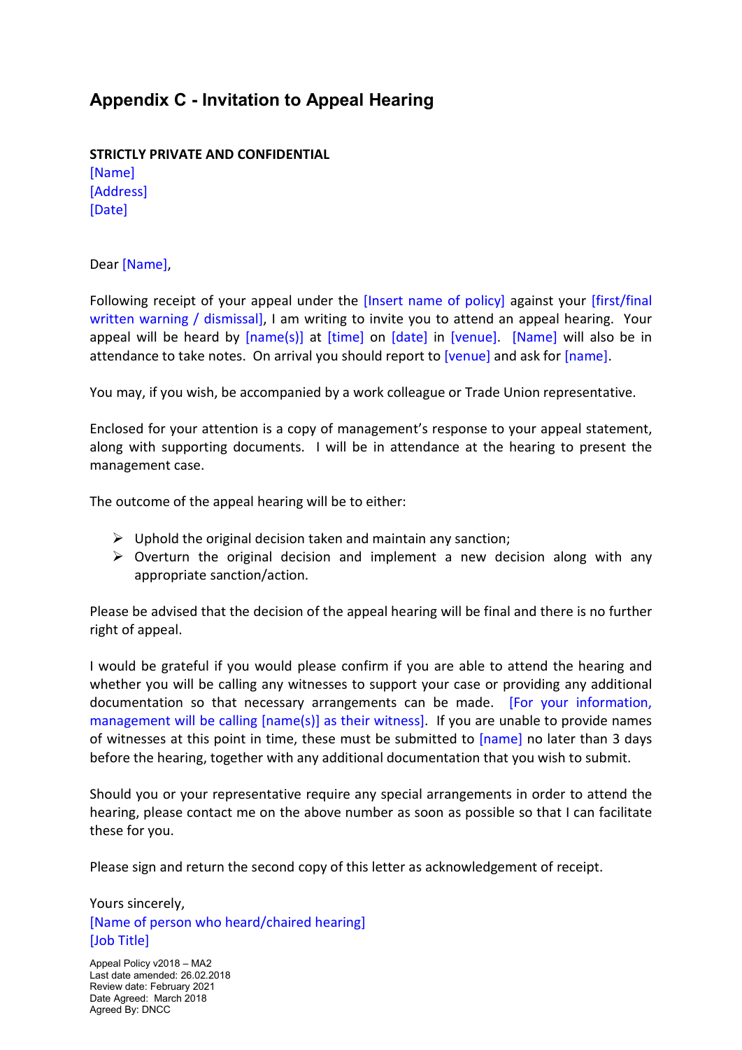## Appendix C - Invitation to Appeal Hearing

**STRICTLY PRIVATE AND CONFIDENTIAL**
[Name]
[Address]
[Date]

Dear [Name],

Following receipt of your appeal under the [Insert name of policy] against your [first/final written warning / dismissal], I am writing to invite you to attend an appeal hearing. Your appeal will be heard by [name(s)] at [time] on [date] in [venue]. [Name] will also be in attendance to take notes. On arrival you should report to [venue] and ask for [name].

You may, if you wish, be accompanied by a work colleague or Trade Union representative.

Enclosed for your attention is a copy of management's response to your appeal statement, along with supporting documents. I will be in attendance at the hearing to present the management case.

The outcome of the appeal hearing will be to either:

- Uphold the original decision taken and maintain any sanction;
- Overturn the original decision and implement a new decision along with any appropriate sanction/action.

Please be advised that the decision of the appeal hearing will be final and there is no further right of appeal.

I would be grateful if you would please confirm if you are able to attend the hearing and whether you will be calling any witnesses to support your case or providing any additional documentation so that necessary arrangements can be made. [For your information, management will be calling [name(s)] as their witness]. If you are unable to provide names of witnesses at this point in time, these must be submitted to [name] no later than 3 days before the hearing, together with any additional documentation that you wish to submit.

Should you or your representative require any special arrangements in order to attend the hearing, please contact me on the above number as soon as possible so that I can facilitate these for you.

Please sign and return the second copy of this letter as acknowledgement of receipt.

Yours sincerely,
[Name of person who heard/chaired hearing]
[Job Title]

Appeal Policy v2018 – MA2
Last date amended: 26.02.2018
Review date: February 2021
Date Agreed: March 2018
Agreed By: DNCC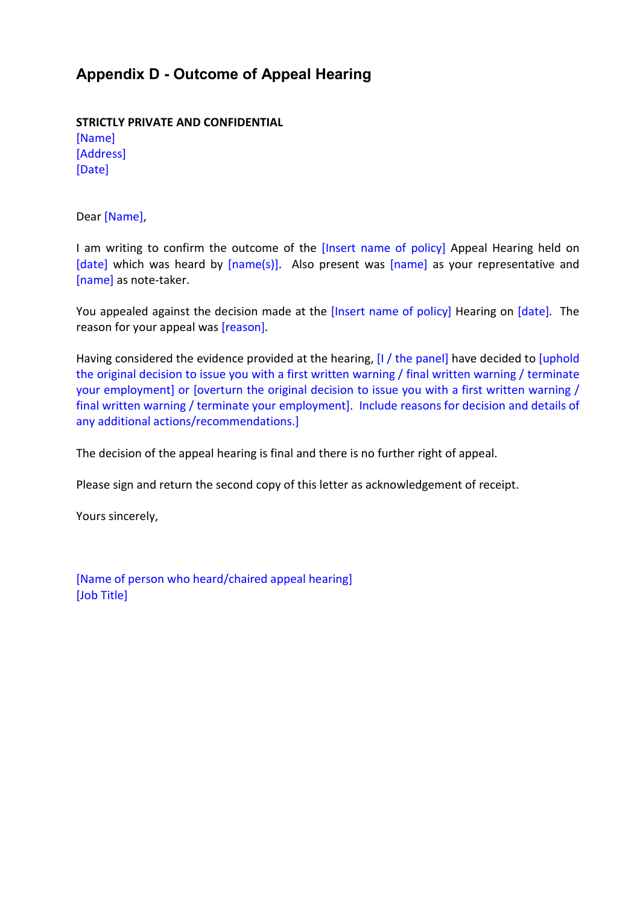## Appendix D - Outcome of Appeal Hearing

**STRICTLY PRIVATE AND CONFIDENTIAL**
[Name]
[Address]
[Date]

Dear [Name],

I am writing to confirm the outcome of the [Insert name of policy] Appeal Hearing held on [date] which was heard by [name(s)]. Also present was [name] as your representative and [name] as note-taker.

You appealed against the decision made at the [Insert name of policy] Hearing on [date]. The reason for your appeal was [reason].

Having considered the evidence provided at the hearing, [I / the panel] have decided to [uphold the original decision to issue you with a first written warning / final written warning / terminate your employment] or [overturn the original decision to issue you with a first written warning / final written warning / terminate your employment]. Include reasons for decision and details of any additional actions/recommendations.]

The decision of the appeal hearing is final and there is no further right of appeal.

Please sign and return the second copy of this letter as acknowledgement of receipt.

Yours sincerely,

[Name of person who heard/chaired appeal hearing]
[Job Title]